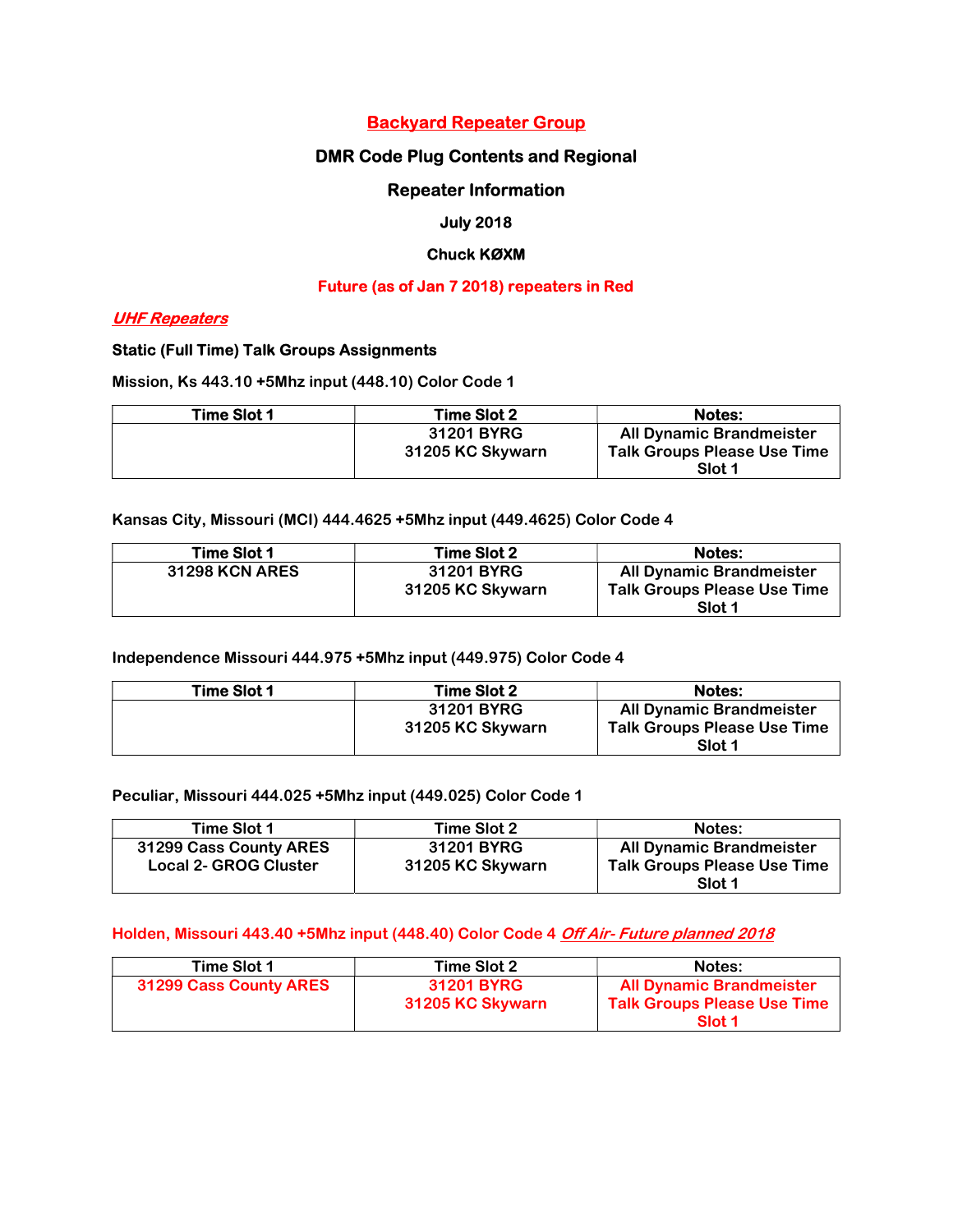# Backyard Repeater Group

## DMR Code Plug Contents and Regional

## Repeater Information

**July 2018**

**Chuck KØXM**

**Future (as of Jan 7 2018) repeaters in Red**

***UHF Repeaters***

**Static (Full Time) Talk Groups Assignments**

**Mission, Ks 443.10 +5Mhz input (448.10) Color Code 1**

| Time Slot 1 | Time Slot 2 | Notes: |
|---|---|---|
| | 31201 BYRG<br>31205 KC Skywarn | All Dynamic Brandmeister Talk Groups Please Use Time Slot 1 |

**Kansas City, Missouri (MCI) 444.4625 +5Mhz input (449.4625) Color Code 4**

| Time Slot 1 | Time Slot 2 | Notes: |
|---|---|---|
| 31298 KCN ARES | 31201 BYRG<br>31205 KC Skywarn | All Dynamic Brandmeister Talk Groups Please Use Time Slot 1 |

**Independence Missouri 444.975 +5Mhz input (449.975) Color Code 4**

| Time Slot 1 | Time Slot 2 | Notes: |
|---|---|---|
| | 31201 BYRG<br>31205 KC Skywarn | All Dynamic Brandmeister Talk Groups Please Use Time Slot 1 |

**Peculiar, Missouri 444.025 +5Mhz input (449.025) Color Code 1**

| Time Slot 1 | Time Slot 2 | Notes: |
|---|---|---|
| 31299 Cass County ARES<br>Local 2- GROG Cluster | 31201 BYRG<br>31205 KC Skywarn | All Dynamic Brandmeister Talk Groups Please Use Time Slot 1 |

**Holden, Missouri 443.40 +5Mhz input (448.40) Color Code 4 *Off Air- Future planned 2018***

| Time Slot 1 | Time Slot 2 | Notes: |
|---|---|---|
| 31299 Cass County ARES | 31201 BYRG<br>31205 KC Skywarn | All Dynamic Brandmeister Talk Groups Please Use Time Slot 1 |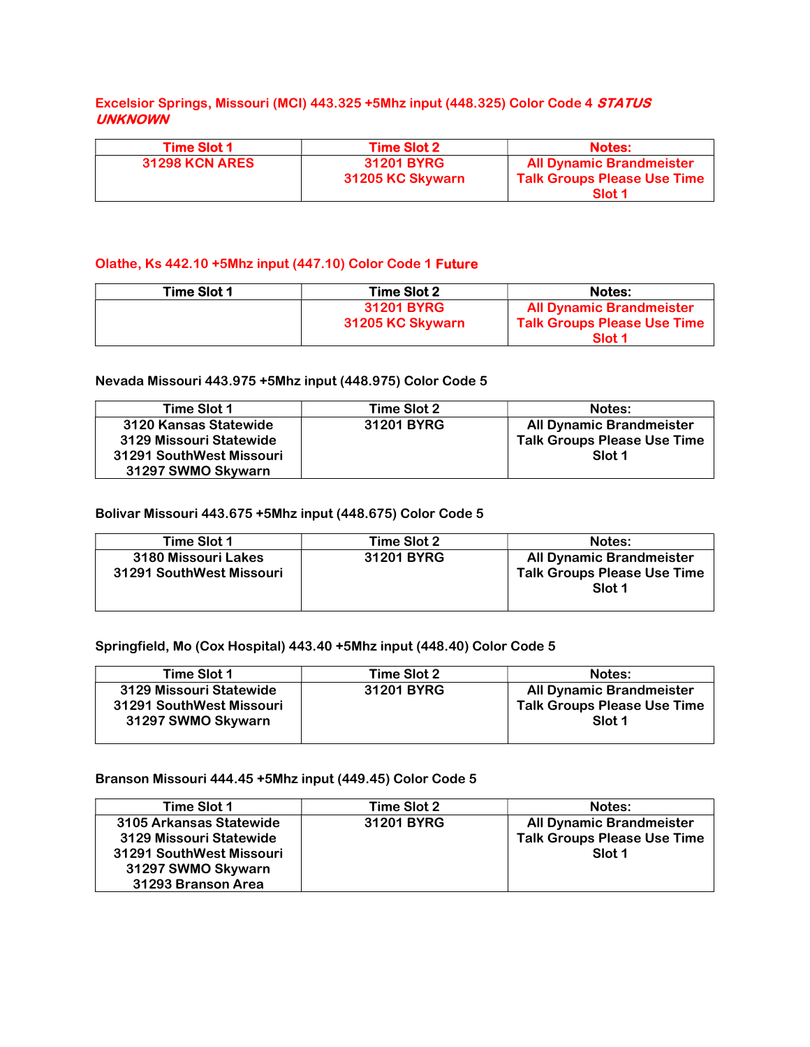**Excelsior Springs, Missouri (MCI) 443.325 +5Mhz input (448.325) Color Code 4 *STATUS UNKNOWN***

| Time Slot 1 | Time Slot 2 | Notes: |
| --- | --- | --- |
| 31298 KCN ARES | 31201 BYRG<br>31205 KC Skywarn | All Dynamic Brandmeister Talk Groups Please Use Time Slot 1 |

**Olathe, Ks 442.10 +5Mhz input (447.10) Color Code 1 Future**

| Time Slot 1 | Time Slot 2 | Notes: |
| --- | --- | --- |
| | 31201 BYRG<br>31205 KC Skywarn | All Dynamic Brandmeister Talk Groups Please Use Time Slot 1 |

**Nevada Missouri 443.975 +5Mhz input (448.975) Color Code 5**

| Time Slot 1 | Time Slot 2 | Notes: |
| --- | --- | --- |
| 3120 Kansas Statewide<br>3129 Missouri Statewide<br>31291 SouthWest Missouri<br>31297 SWMO Skywarn | 31201 BYRG | All Dynamic Brandmeister Talk Groups Please Use Time Slot 1 |

**Bolivar Missouri 443.675 +5Mhz input (448.675) Color Code 5**

| Time Slot 1 | Time Slot 2 | Notes: |
| --- | --- | --- |
| 3180 Missouri Lakes<br>31291 SouthWest Missouri | 31201 BYRG | All Dynamic Brandmeister Talk Groups Please Use Time Slot 1 |

**Springfield, Mo (Cox Hospital) 443.40 +5Mhz input (448.40) Color Code 5**

| Time Slot 1 | Time Slot 2 | Notes: |
| --- | --- | --- |
| 3129 Missouri Statewide<br>31291 SouthWest Missouri<br>31297 SWMO Skywarn | 31201 BYRG | All Dynamic Brandmeister Talk Groups Please Use Time Slot 1 |

**Branson Missouri 444.45 +5Mhz input (449.45) Color Code 5**

| Time Slot 1 | Time Slot 2 | Notes: |
| --- | --- | --- |
| 3105 Arkansas Statewide<br>3129 Missouri Statewide<br>31291 SouthWest Missouri<br>31297 SWMO Skywarn<br>31293 Branson Area | 31201 BYRG | All Dynamic Brandmeister Talk Groups Please Use Time Slot 1 |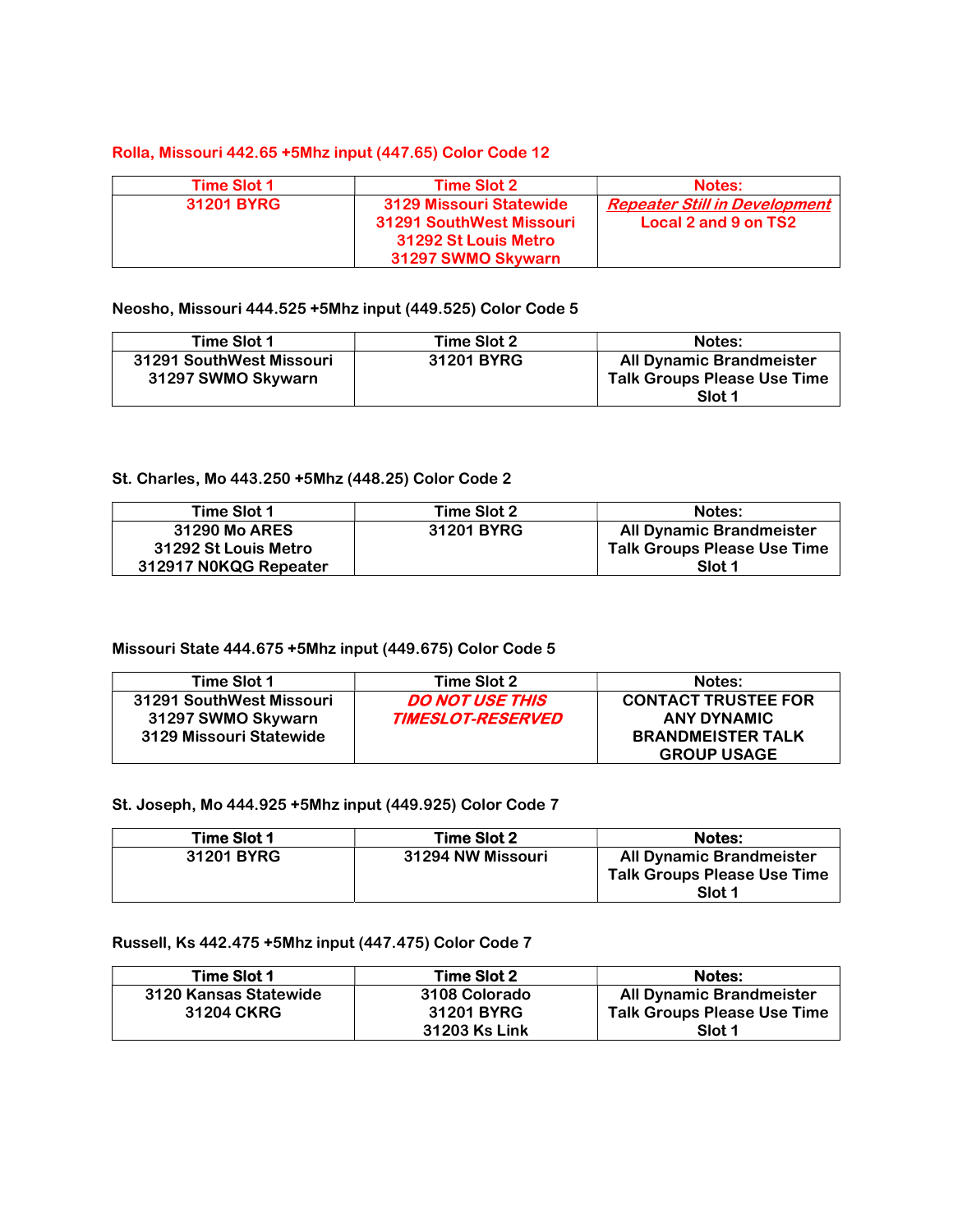Rolla, Missouri 442.65 +5Mhz input (447.65) Color Code 12

| Time Slot 1 | Time Slot 2 | Notes: |
|---|---|---|
| 31201 BYRG | 3129 Missouri Statewide<br>31291 SouthWest Missouri<br>31292 St Louis Metro<br>31297 SWMO Skywarn | ***Repeater Still in Development***<br>Local 2 and 9 on TS2 |

Neosho, Missouri 444.525 +5Mhz input (449.525) Color Code 5

| Time Slot 1 | Time Slot 2 | Notes: |
|---|---|---|
| 31291 SouthWest Missouri<br>31297 SWMO Skywarn | 31201 BYRG | All Dynamic Brandmeister Talk Groups Please Use Time Slot 1 |

St. Charles, Mo 443.250 +5Mhz (448.25) Color Code 2

| Time Slot 1 | Time Slot 2 | Notes: |
|---|---|---|
| 31290 Mo ARES<br>31292 St Louis Metro<br>312917 N0KQG Repeater | 31201 BYRG | All Dynamic Brandmeister Talk Groups Please Use Time Slot 1 |

Missouri State 444.675 +5Mhz input (449.675) Color Code 5

| Time Slot 1 | Time Slot 2 | Notes: |
|---|---|---|
| 31291 SouthWest Missouri<br>31297 SWMO Skywarn<br>3129 Missouri Statewide | ***DO NOT USE THIS TIMESLOT-RESERVED*** | CONTACT TRUSTEE FOR ANY DYNAMIC BRANDMEISTER TALK GROUP USAGE |

St. Joseph, Mo 444.925 +5Mhz input (449.925) Color Code 7

| Time Slot 1 | Time Slot 2 | Notes: |
|---|---|---|
| 31201 BYRG | 31294 NW Missouri | All Dynamic Brandmeister Talk Groups Please Use Time Slot 1 |

Russell, Ks 442.475 +5Mhz input (447.475) Color Code 7

| Time Slot 1 | Time Slot 2 | Notes: |
|---|---|---|
| 3120 Kansas Statewide<br>31204 CKRG | 3108 Colorado<br>31201 BYRG<br>31203 Ks Link | All Dynamic Brandmeister Talk Groups Please Use Time Slot 1 |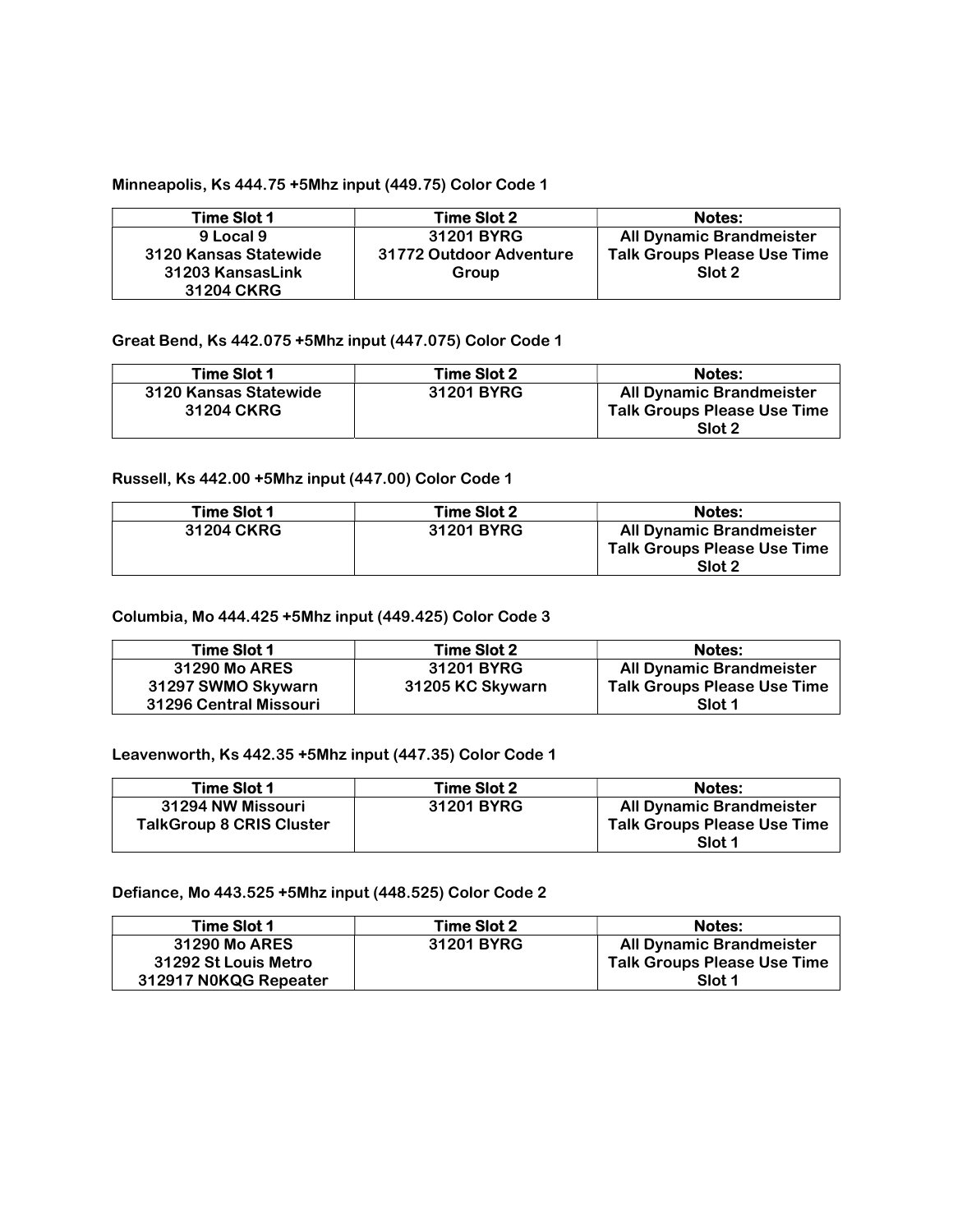**Minneapolis, Ks 444.75 +5Mhz input (449.75) Color Code 1**

| Time Slot 1 | Time Slot 2 | Notes: |
| --- | --- | --- |
| 9 Local 9<br>3120 Kansas Statewide<br>31203 KansasLink<br>31204 CKRG | 31201 BYRG<br>31772 Outdoor Adventure Group | All Dynamic Brandmeister Talk Groups Please Use Time Slot 2 |

**Great Bend, Ks 442.075 +5Mhz input (447.075) Color Code 1**

| Time Slot 1 | Time Slot 2 | Notes: |
| --- | --- | --- |
| 3120 Kansas Statewide<br>31204 CKRG | 31201 BYRG | All Dynamic Brandmeister Talk Groups Please Use Time Slot 2 |

**Russell, Ks 442.00 +5Mhz input (447.00) Color Code 1**

| Time Slot 1 | Time Slot 2 | Notes: |
| --- | --- | --- |
| 31204 CKRG | 31201 BYRG | All Dynamic Brandmeister Talk Groups Please Use Time Slot 2 |

**Columbia, Mo 444.425 +5Mhz input (449.425) Color Code 3**

| Time Slot 1 | Time Slot 2 | Notes: |
| --- | --- | --- |
| 31290 Mo ARES<br>31297 SWMO Skywarn<br>31296 Central Missouri | 31201 BYRG<br>31205 KC Skywarn | All Dynamic Brandmeister Talk Groups Please Use Time Slot 1 |

**Leavenworth, Ks 442.35 +5Mhz input (447.35) Color Code 1**

| Time Slot 1 | Time Slot 2 | Notes: |
| --- | --- | --- |
| 31294 NW Missouri<br>TalkGroup 8 CRIS Cluster | 31201 BYRG | All Dynamic Brandmeister Talk Groups Please Use Time Slot 1 |

**Defiance, Mo 443.525 +5Mhz input (448.525) Color Code 2**

| Time Slot 1 | Time Slot 2 | Notes: |
| --- | --- | --- |
| 31290 Mo ARES<br>31292 St Louis Metro<br>312917 N0KQG Repeater | 31201 BYRG | All Dynamic Brandmeister Talk Groups Please Use Time Slot 1 |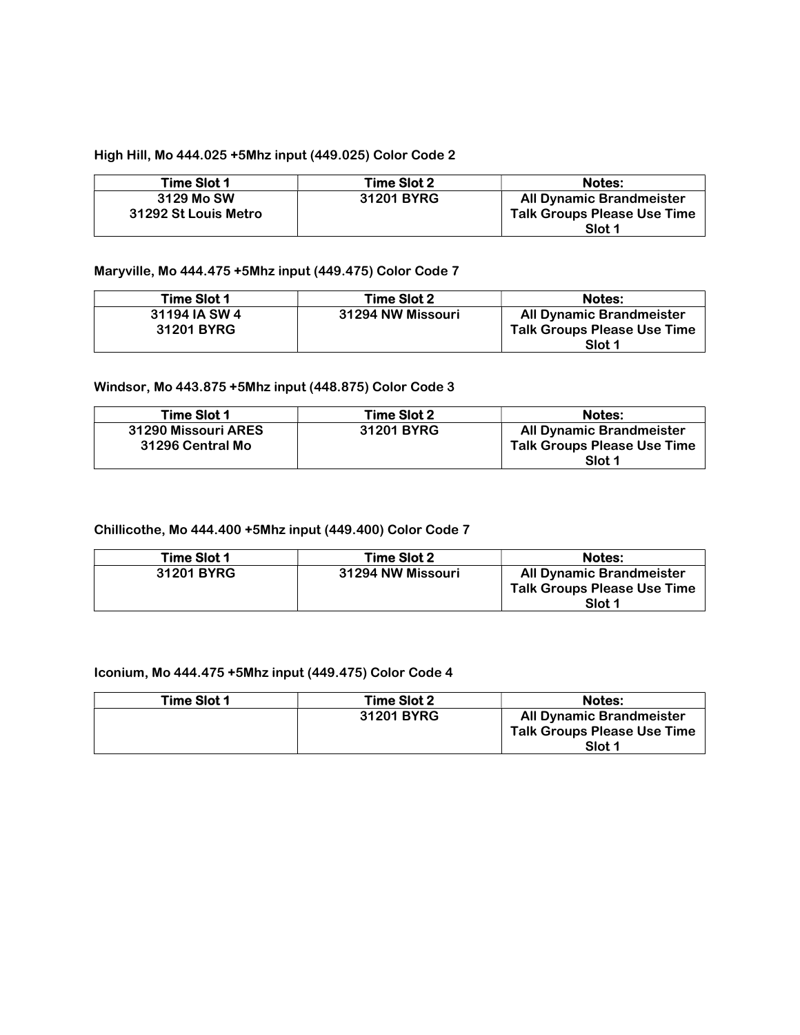**High Hill, Mo 444.025 +5Mhz input (449.025) Color Code 2**

| Time Slot 1 | Time Slot 2 | Notes: |
|---|---|---|
| 3129 Mo SW<br>31292 St Louis Metro | 31201 BYRG | All Dynamic Brandmeister Talk Groups Please Use Time Slot 1 |

**Maryville, Mo 444.475 +5Mhz input (449.475) Color Code 7**

| Time Slot 1 | Time Slot 2 | Notes: |
|---|---|---|
| 31194 IA SW 4<br>31201 BYRG | 31294 NW Missouri | All Dynamic Brandmeister Talk Groups Please Use Time Slot 1 |

**Windsor, Mo 443.875 +5Mhz input (448.875) Color Code 3**

| Time Slot 1 | Time Slot 2 | Notes: |
|---|---|---|
| 31290 Missouri ARES<br>31296 Central Mo | 31201 BYRG | All Dynamic Brandmeister Talk Groups Please Use Time Slot 1 |

**Chillicothe, Mo 444.400 +5Mhz input (449.400) Color Code 7**

| Time Slot 1 | Time Slot 2 | Notes: |
|---|---|---|
| 31201 BYRG | 31294 NW Missouri | All Dynamic Brandmeister Talk Groups Please Use Time Slot 1 |

**Iconium, Mo 444.475 +5Mhz input (449.475) Color Code 4**

| Time Slot 1 | Time Slot 2 | Notes: |
|---|---|---|
| | 31201 BYRG | All Dynamic Brandmeister Talk Groups Please Use Time Slot 1 |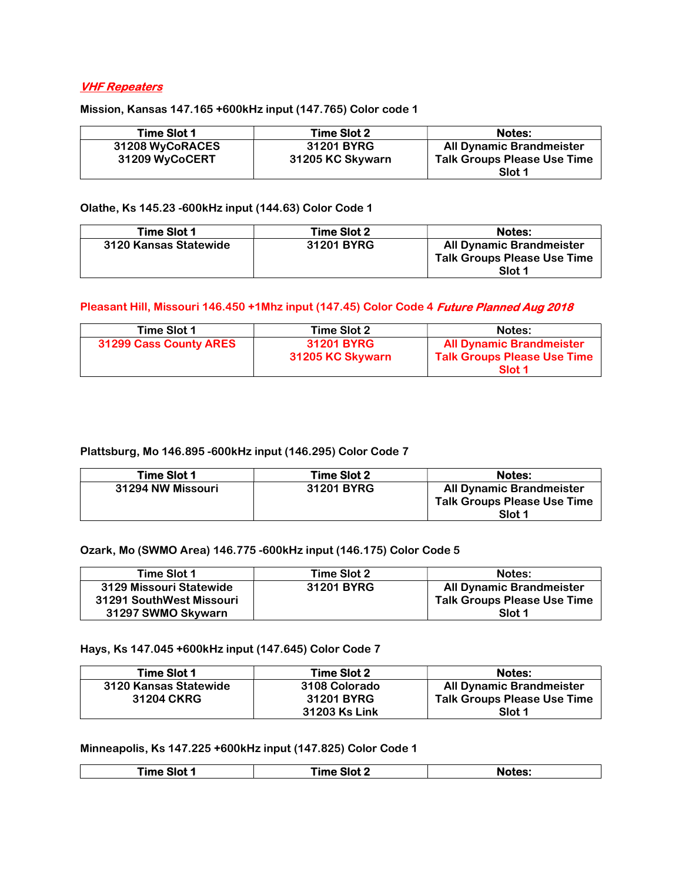***VHF Repeaters***

**Mission, Kansas 147.165 +600kHz input (147.765) Color code 1**

| Time Slot 1 | Time Slot 2 | Notes: |
|---|---|---|
| 31208 WyCoRACES<br>31209 WyCoCERT | 31201 BYRG<br>31205 KC Skywarn | All Dynamic Brandmeister Talk Groups Please Use Time Slot 1 |

**Olathe, Ks 145.23 -600kHz input (144.63) Color Code 1**

| Time Slot 1 | Time Slot 2 | Notes: |
|---|---|---|
| 3120 Kansas Statewide | 31201 BYRG | All Dynamic Brandmeister Talk Groups Please Use Time Slot 1 |

**Pleasant Hill, Missouri 146.450 +1Mhz input (147.45) Color Code 4 *Future Planned Aug 2018***

| Time Slot 1 | Time Slot 2 | Notes: |
|---|---|---|
| 31299 Cass County ARES | 31201 BYRG<br>31205 KC Skywarn | All Dynamic Brandmeister Talk Groups Please Use Time Slot 1 |

**Plattsburg, Mo 146.895 -600kHz input (146.295) Color Code 7**

| Time Slot 1 | Time Slot 2 | Notes: |
|---|---|---|
| 31294 NW Missouri | 31201 BYRG | All Dynamic Brandmeister Talk Groups Please Use Time Slot 1 |

**Ozark, Mo (SWMO Area) 146.775 -600kHz input (146.175) Color Code 5**

| Time Slot 1 | Time Slot 2 | Notes: |
|---|---|---|
| 3129 Missouri Statewide<br>31291 SouthWest Missouri<br>31297 SWMO Skywarn | 31201 BYRG | All Dynamic Brandmeister Talk Groups Please Use Time Slot 1 |

**Hays, Ks 147.045 +600kHz input (147.645) Color Code 7**

| Time Slot 1 | Time Slot 2 | Notes: |
|---|---|---|
| 3120 Kansas Statewide<br>31204 CKRG | 3108 Colorado<br>31201 BYRG<br>31203 Ks Link | All Dynamic Brandmeister Talk Groups Please Use Time Slot 1 |

**Minneapolis, Ks 147.225 +600kHz input (147.825) Color Code 1**

| Time Slot 1 | Time Slot 2 | Notes: |
|---|---|---|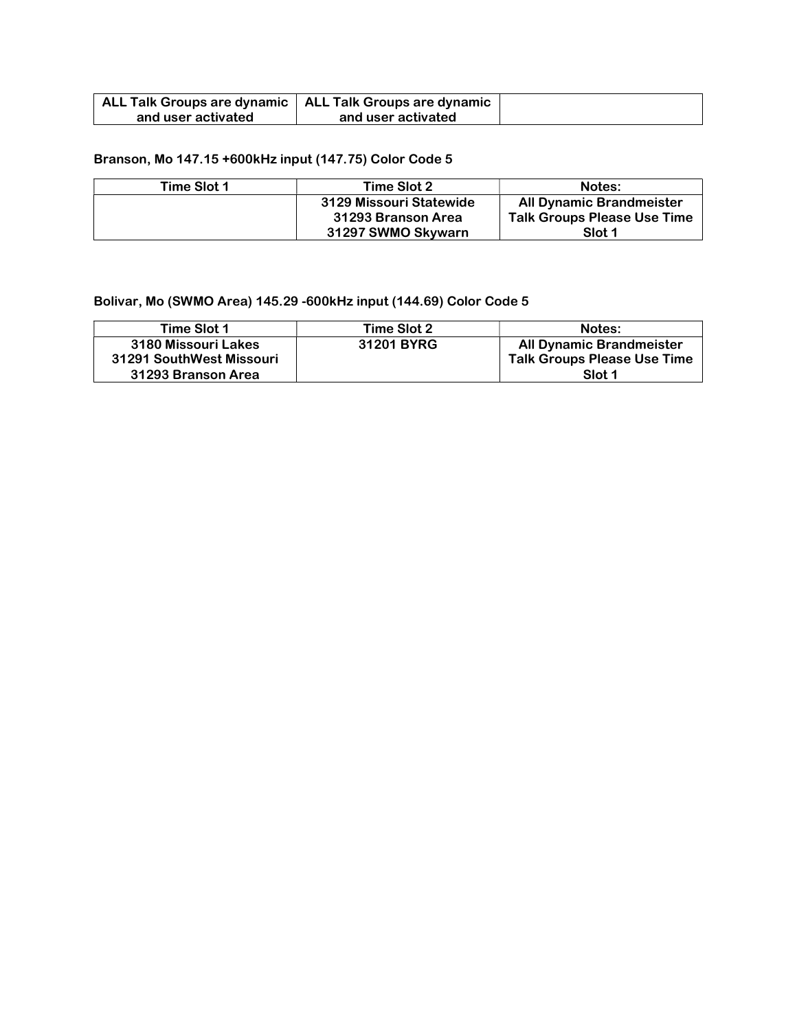| | | |
|---|---|---|
| ALL Talk Groups are dynamic and user activated | ALL Talk Groups are dynamic and user activated | |

**Branson, Mo 147.15 +600kHz input (147.75) Color Code 5**

| Time Slot 1 | Time Slot 2 | Notes: |
|---|---|---|
| | 3129 Missouri Statewide<br>31293 Branson Area<br>31297 SWMO Skywarn | All Dynamic Brandmeister Talk Groups Please Use Time Slot 1 |

**Bolivar, Mo (SWMO Area) 145.29 -600kHz input (144.69) Color Code 5**

| Time Slot 1 | Time Slot 2 | Notes: |
|---|---|---|
| 3180 Missouri Lakes<br>31291 SouthWest Missouri<br>31293 Branson Area | 31201 BYRG | All Dynamic Brandmeister Talk Groups Please Use Time Slot 1 |